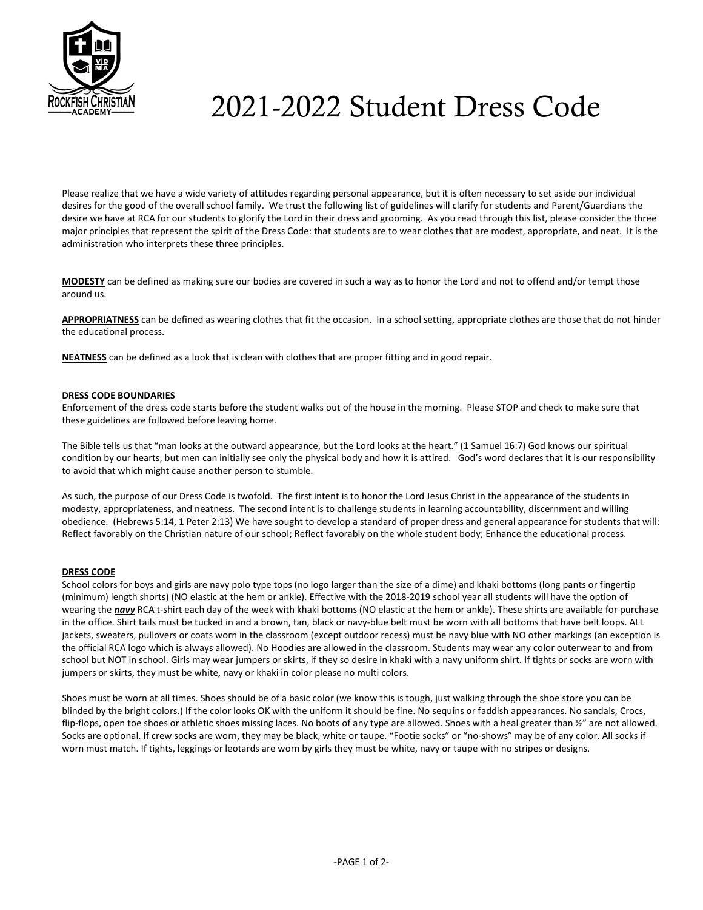# 2021-2022 Student Dress Code

Please realize that we have a wide variety of attitudes regarding personal appearance, but it is often necessary to set aside our individual desires for the good of the overall school family. We trust the following list of guidelines will clarify for students and Parent/Guardians the desire we have at RCA for our students to glorify the Lord in their dress and grooming. As you read through this list, please consider the three major principles that represent the spirit of the Dress Code: that students are to wear clothes that are modest, appropriate, and neat. It is the administration who interprets these three principles.

**MODESTY** can be defined as making sure our bodies are covered in such a way as to honor the Lord and not to offend and/or tempt those around us.

**APPROPRIATNESS** can be defined as wearing clothes that fit the occasion. In a school setting, appropriate clothes are those that do not hinder the educational process.

**NEATNESS** can be defined as a look that is clean with clothes that are proper fitting and in good repair.

**DRESS CODE BOUNDARIES**

Enforcement of the dress code starts before the student walks out of the house in the morning. Please STOP and check to make sure that these guidelines are followed before leaving home.

The Bible tells us that "man looks at the outward appearance, but the Lord looks at the heart." (1 Samuel 16:7) God knows our spiritual condition by our hearts, but men can initially see only the physical body and how it is attired. God's word declares that it is our responsibility to avoid that which might cause another person to stumble.

As such, the purpose of our Dress Code is twofold. The first intent is to honor the Lord Jesus Christ in the appearance of the students in modesty, appropriateness, and neatness. The second intent is to challenge students in learning accountability, discernment and willing obedience. (Hebrews 5:14, 1 Peter 2:13) We have sought to develop a standard of proper dress and general appearance for students that will: Reflect favorably on the Christian nature of our school; Reflect favorably on the whole student body; Enhance the educational process.

**DRESS CODE**

School colors for boys and girls are navy polo type tops (no logo larger than the size of a dime) and khaki bottoms (long pants or fingertip (minimum) length shorts) (NO elastic at the hem or ankle). Effective with the 2018-2019 school year all students will have the option of wearing the ***navy*** RCA t-shirt each day of the week with khaki bottoms (NO elastic at the hem or ankle). These shirts are available for purchase in the office. Shirt tails must be tucked in and a brown, tan, black or navy-blue belt must be worn with all bottoms that have belt loops. ALL jackets, sweaters, pullovers or coats worn in the classroom (except outdoor recess) must be navy blue with NO other markings (an exception is the official RCA logo which is always allowed). No Hoodies are allowed in the classroom. Students may wear any color outerwear to and from school but NOT in school. Girls may wear jumpers or skirts, if they so desire in khaki with a navy uniform shirt. If tights or socks are worn with jumpers or skirts, they must be white, navy or khaki in color please no multi colors.

Shoes must be worn at all times. Shoes should be of a basic color (we know this is tough, just walking through the shoe store you can be blinded by the bright colors.) If the color looks OK with the uniform it should be fine. No sequins or faddish appearances. No sandals, Crocs, flip-flops, open toe shoes or athletic shoes missing laces. No boots of any type are allowed. Shoes with a heal greater than ½" are not allowed. Socks are optional. If crew socks are worn, they may be black, white or taupe. "Footie socks" or "no-shows" may be of any color. All socks if worn must match. If tights, leggings or leotards are worn by girls they must be white, navy or taupe with no stripes or designs.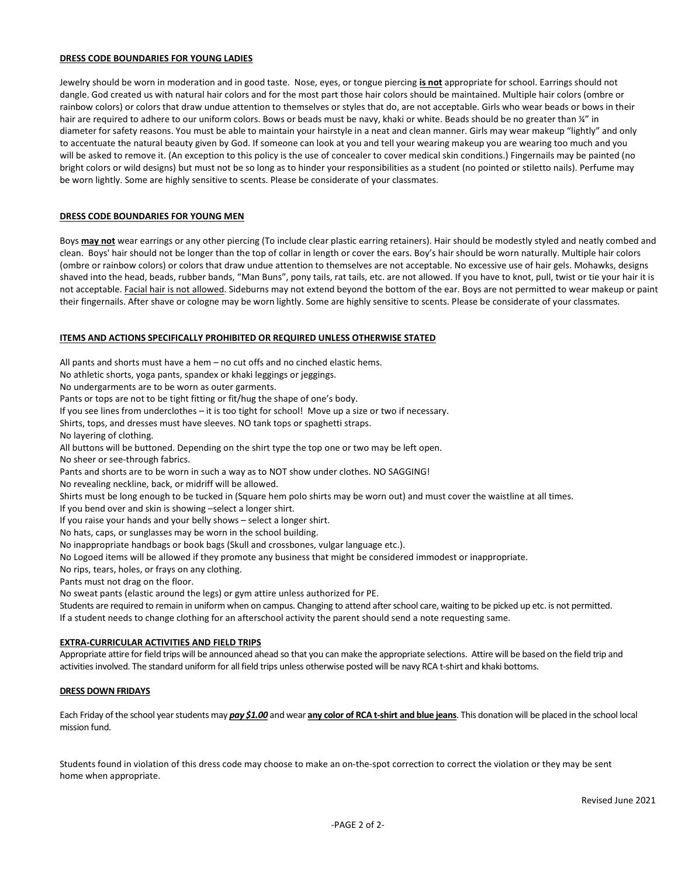**DRESS CODE BOUNDARIES FOR YOUNG LADIES**

Jewelry should be worn in moderation and in good taste. Nose, eyes, or tongue piercing **is not** appropriate for school. Earrings should not dangle. God created us with natural hair colors and for the most part those hair colors should be maintained. Multiple hair colors (ombre or rainbow colors) or colors that draw undue attention to themselves or styles that do, are not acceptable. Girls who wear beads or bows in their hair are required to adhere to our uniform colors. Bows or beads must be navy, khaki or white. Beads should be no greater than ¼" in diameter for safety reasons. You must be able to maintain your hairstyle in a neat and clean manner. Girls may wear makeup "lightly" and only to accentuate the natural beauty given by God. If someone can look at you and tell your wearing makeup you are wearing too much and you will be asked to remove it. (An exception to this policy is the use of concealer to cover medical skin conditions.) Fingernails may be painted (no bright colors or wild designs) but must not be so long as to hinder your responsibilities as a student (no pointed or stiletto nails). Perfume may be worn lightly. Some are highly sensitive to scents. Please be considerate of your classmates.

**DRESS CODE BOUNDARIES FOR YOUNG MEN**

Boys **may not** wear earrings or any other piercing (To include clear plastic earring retainers). Hair should be modestly styled and neatly combed and clean. Boys' hair should not be longer than the top of collar in length or cover the ears. Boy's hair should be worn naturally. Multiple hair colors (ombre or rainbow colors) or colors that draw undue attention to themselves are not acceptable. No excessive use of hair gels. Mohawks, designs shaved into the head, beads, rubber bands, "Man Buns", pony tails, rat tails, etc. are not allowed. If you have to knot, pull, twist or tie your hair it is not acceptable. Facial hair is not allowed. Sideburns may not extend beyond the bottom of the ear. Boys are not permitted to wear makeup or paint their fingernails. After shave or cologne may be worn lightly. Some are highly sensitive to scents. Please be considerate of your classmates.

**ITEMS AND ACTIONS SPECIFICALLY PROHIBITED OR REQUIRED UNLESS OTHERWISE STATED**

All pants and shorts must have a hem – no cut offs and no cinched elastic hems.
No athletic shorts, yoga pants, spandex or khaki leggings or jeggings.
No undergarments are to be worn as outer garments.
Pants or tops are not to be tight fitting or fit/hug the shape of one's body.
If you see lines from underclothes – it is too tight for school! Move up a size or two if necessary.
Shirts, tops, and dresses must have sleeves. NO tank tops or spaghetti straps.
No layering of clothing.
All buttons will be buttoned. Depending on the shirt type the top one or two may be left open.
No sheer or see-through fabrics.
Pants and shorts are to be worn in such a way as to NOT show under clothes. NO SAGGING!
No revealing neckline, back, or midriff will be allowed.
Shirts must be long enough to be tucked in (Square hem polo shirts may be worn out) and must cover the waistline at all times.
If you bend over and skin is showing –select a longer shirt.
If you raise your hands and your belly shows – select a longer shirt.
No hats, caps, or sunglasses may be worn in the school building.
No inappropriate handbags or book bags (Skull and crossbones, vulgar language etc.).
No Logoed items will be allowed if they promote any business that might be considered immodest or inappropriate.
No rips, tears, holes, or frays on any clothing.
Pants must not drag on the floor.
No sweat pants (elastic around the legs) or gym attire unless authorized for PE.
Students are required to remain in uniform when on campus. Changing to attend after school care, waiting to be picked up etc. is not permitted.
If a student needs to change clothing for an afterschool activity the parent should send a note requesting same.

**EXTRA-CURRICULAR ACTIVITIES AND FIELD TRIPS**

Appropriate attire for field trips will be announced ahead so that you can make the appropriate selections. Attire will be based on the field trip and activities involved. The standard uniform for all field trips unless otherwise posted will be navy RCA t-shirt and khaki bottoms.

**DRESS DOWN FRIDAYS**

Each Friday of the school year students may ***pay $1.00*** and wear **any color of RCA t-shirt and blue jeans**. This donation will be placed in the school local mission fund.

Students found in violation of this dress code may choose to make an on-the-spot correction to correct the violation or they may be sent home when appropriate.

Revised June 2021